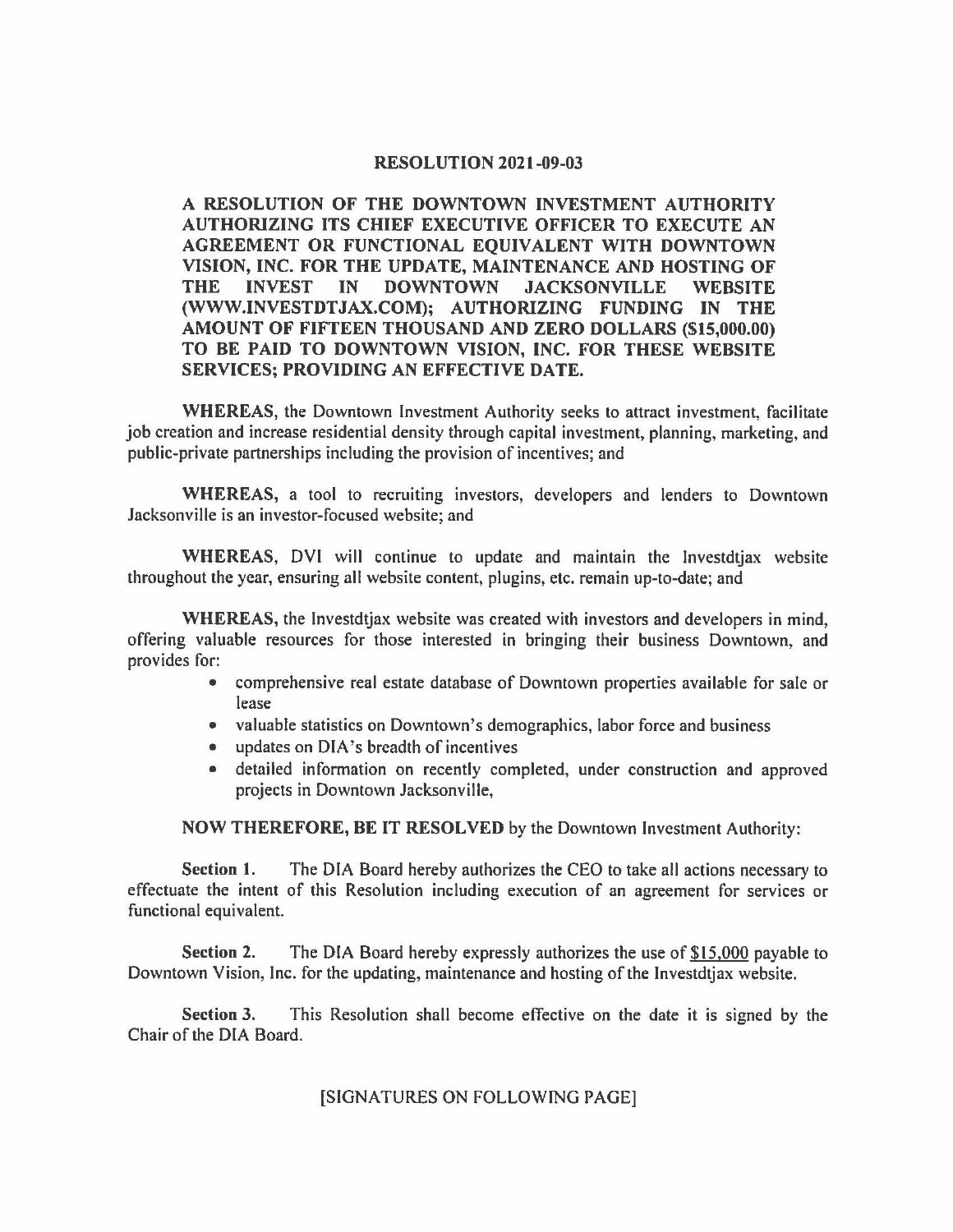# RESOLUTION 2021-09-03

**A RESOLUTION OF THE DOWNTOWN INVESTMENT AUTHORITY AUTHORIZING ITS CHIEF EXECUTIVE OFFICER TO EXECUTE AN AGREEMENT OR FUNCTIONAL EQUIVALENT WITH DOWNTOWN VISION, INC. FOR THE UPDATE, MAINTENANCE AND HOSTING OF THE INVEST IN DOWNTOWN JACKSONVILLE WEBSITE (WWW.INVESTDTJAX.COM); AUTHORIZING FUNDING IN THE AMOUNT OF FIFTEEN THOUSAND AND ZERO DOLLARS ($15,000.00) TO BE PAID TO DOWNTOWN VISION, INC. FOR THESE WEBSITE SERVICES; PROVIDING AN EFFECTIVE DATE.**

**WHEREAS,** the Downtown Investment Authority seeks to attract investment, facilitate job creation and increase residential density through capital investment, planning, marketing, and public-private partnerships including the provision of incentives; and

**WHEREAS,** a tool to recruiting investors, developers and lenders to Downtown Jacksonville is an investor-focused website; and

**WHEREAS,** DVI will continue to update and maintain the Investdtjax website throughout the year, ensuring all website content, plugins, etc. remain up-to-date; and

**WHEREAS,** the Investdtjax website was created with investors and developers in mind, offering valuable resources for those interested in bringing their business Downtown, and provides for:

- comprehensive real estate database of Downtown properties available for sale or lease
- valuable statistics on Downtown's demographics, labor force and business
- updates on DIA's breadth of incentives
- detailed information on recently completed, under construction and approved projects in Downtown Jacksonville,

**NOW THEREFORE, BE IT RESOLVED** by the Downtown Investment Authority:

**Section 1.** The DIA Board hereby authorizes the CEO to take all actions necessary to effectuate the intent of this Resolution including execution of an agreement for services or functional equivalent.

**Section 2.** The DIA Board hereby expressly authorizes the use of <u>$15,000</u> payable to Downtown Vision, Inc. for the updating, maintenance and hosting of the Investdtjax website.

**Section 3.** This Resolution shall become effective on the date it is signed by the Chair of the DIA Board.

[SIGNATURES ON FOLLOWING PAGE]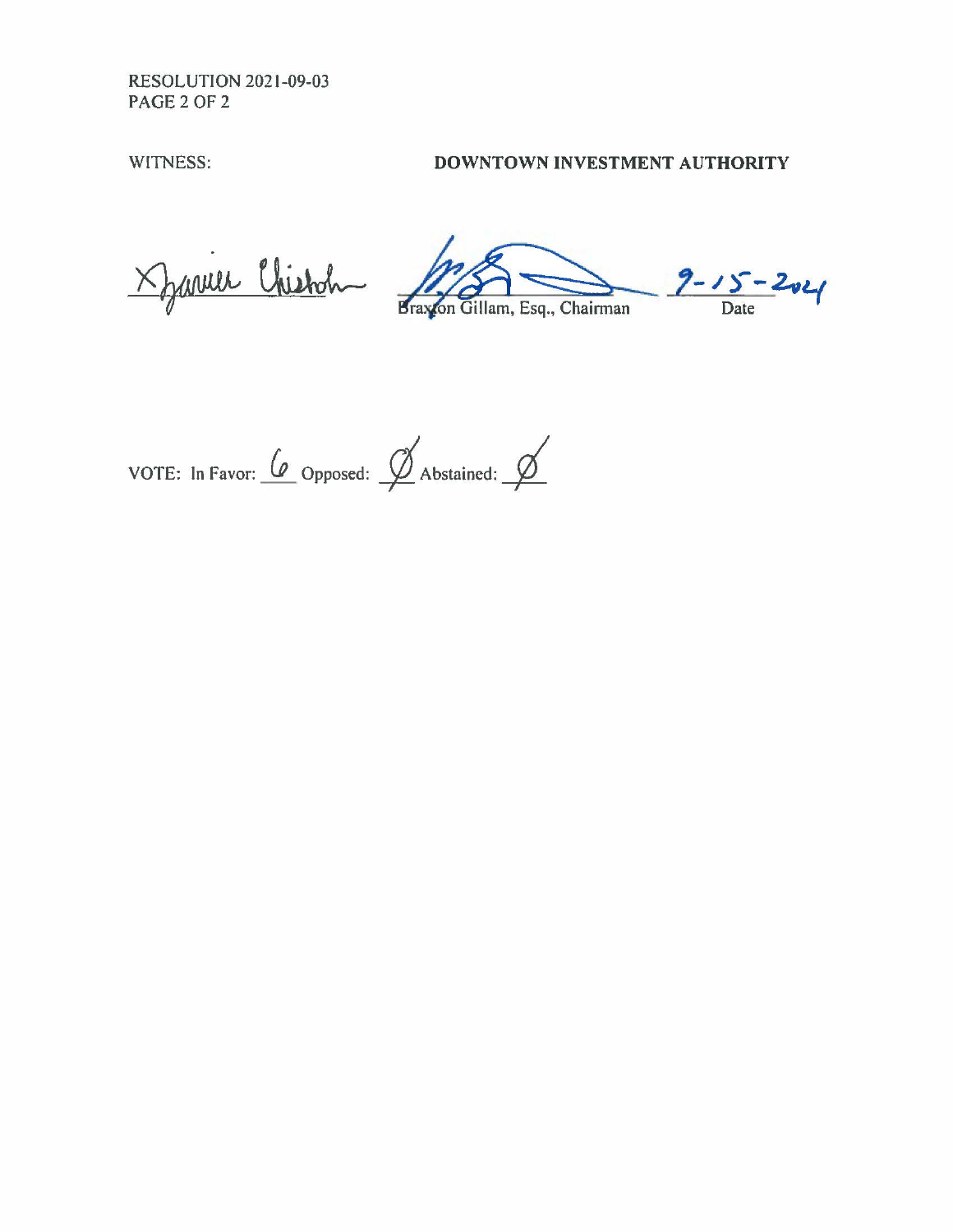RESOLUTION 2021-09-03

WITNESS: **DOWNTOWN INVESTMENT AUTHORITY**

Xavier Chisholm

Braxton Gillam, Esq., Chairman

9-15-2021

Date

VOTE: In Favor: 6 Opposed: Ø Abstained: Ø